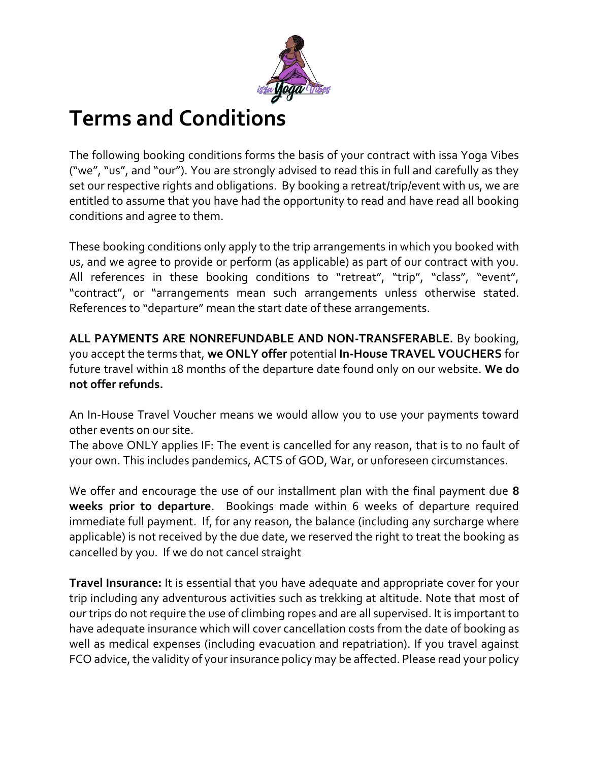# Terms and Conditions

The following booking conditions forms the basis of your contract with issa Yoga Vibes ("we", "us", and "our"). You are strongly advised to read this in full and carefully as they set our respective rights and obligations. By booking a retreat/trip/event with us, we are entitled to assume that you have had the opportunity to read and have read all booking conditions and agree to them.

These booking conditions only apply to the trip arrangements in which you booked with us, and we agree to provide or perform (as applicable) as part of our contract with you. All references in these booking conditions to "retreat", "trip", "class", "event", "contract", or "arrangements mean such arrangements unless otherwise stated. References to "departure" mean the start date of these arrangements.

**ALL PAYMENTS ARE NONREFUNDABLE AND NON-TRANSFERABLE.** By booking, you accept the terms that, **we ONLY offer** potential **In-House TRAVEL VOUCHERS** for future travel within 18 months of the departure date found only on our website. **We do not offer refunds.**

An In-House Travel Voucher means we would allow you to use your payments toward other events on our site.
The above ONLY applies IF: The event is cancelled for any reason, that is to no fault of your own. This includes pandemics, ACTS of GOD, War, or unforeseen circumstances.

We offer and encourage the use of our installment plan with the final payment due **8 weeks prior to departure**. Bookings made within 6 weeks of departure required immediate full payment. If, for any reason, the balance (including any surcharge where applicable) is not received by the due date, we reserved the right to treat the booking as cancelled by you. If we do not cancel straight

**Travel Insurance:** It is essential that you have adequate and appropriate cover for your trip including any adventurous activities such as trekking at altitude. Note that most of our trips do not require the use of climbing ropes and are all supervised. It is important to have adequate insurance which will cover cancellation costs from the date of booking as well as medical expenses (including evacuation and repatriation). If you travel against FCO advice, the validity of your insurance policy may be affected. Please read your policy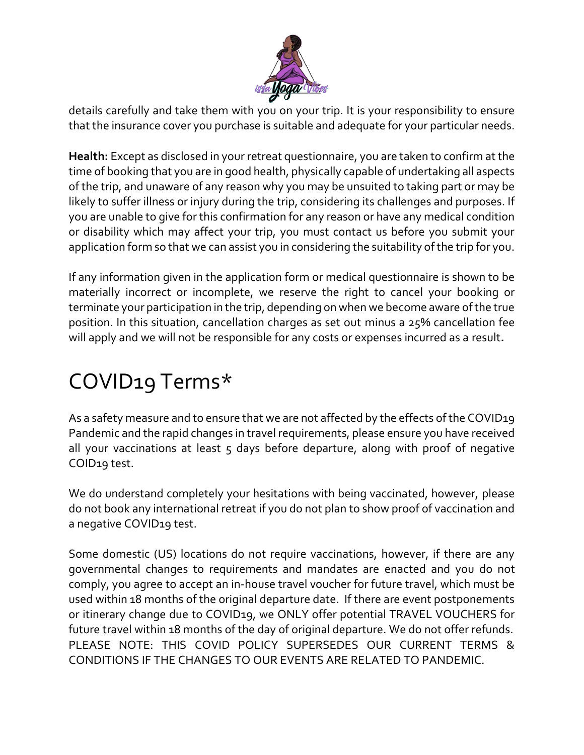details carefully and take them with you on your trip. It is your responsibility to ensure that the insurance cover you purchase is suitable and adequate for your particular needs.

**Health:** Except as disclosed in your retreat questionnaire, you are taken to confirm at the time of booking that you are in good health, physically capable of undertaking all aspects of the trip, and unaware of any reason why you may be unsuited to taking part or may be likely to suffer illness or injury during the trip, considering its challenges and purposes. If you are unable to give for this confirmation for any reason or have any medical condition or disability which may affect your trip, you must contact us before you submit your application form so that we can assist you in considering the suitability of the trip for you.

If any information given in the application form or medical questionnaire is shown to be materially incorrect or incomplete, we reserve the right to cancel your booking or terminate your participation in the trip, depending on when we become aware of the true position. In this situation, cancellation charges as set out minus a 25% cancellation fee will apply and we will not be responsible for any costs or expenses incurred as a result**.**

# COVID19 Terms*

As a safety measure and to ensure that we are not affected by the effects of the COVID19 Pandemic and the rapid changes in travel requirements, please ensure you have received all your vaccinations at least 5 days before departure, along with proof of negative COID19 test.

We do understand completely your hesitations with being vaccinated, however, please do not book any international retreat if you do not plan to show proof of vaccination and a negative COVID19 test.

Some domestic (US) locations do not require vaccinations, however, if there are any governmental changes to requirements and mandates are enacted and you do not comply, you agree to accept an in-house travel voucher for future travel, which must be used within 18 months of the original departure date. If there are event postponements or itinerary change due to COVID19, we ONLY offer potential TRAVEL VOUCHERS for future travel within 18 months of the day of original departure. We do not offer refunds. PLEASE NOTE: THIS COVID POLICY SUPERSEDES OUR CURRENT TERMS & CONDITIONS IF THE CHANGES TO OUR EVENTS ARE RELATED TO PANDEMIC.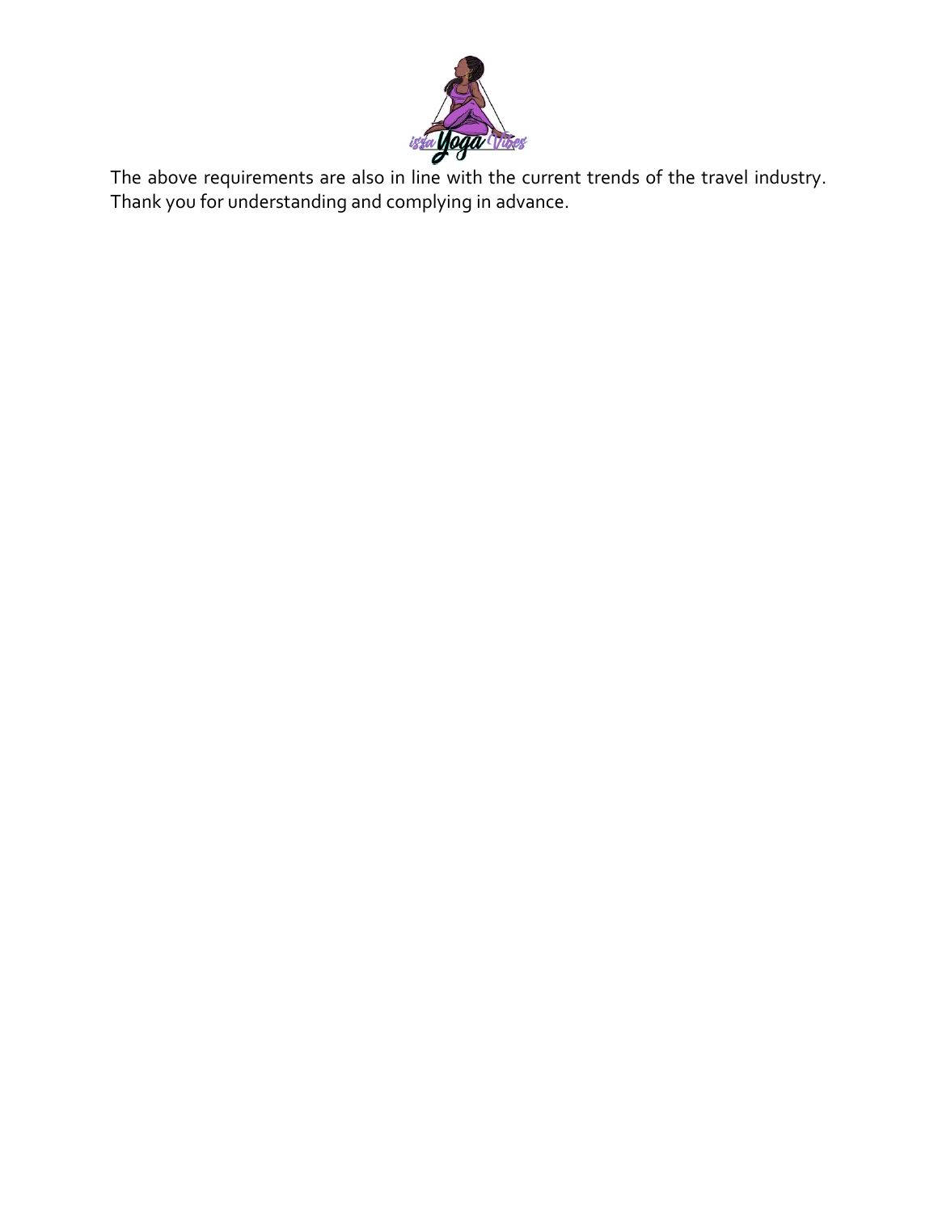The above requirements are also in line with the current trends of the travel industry. Thank you for understanding and complying in advance.